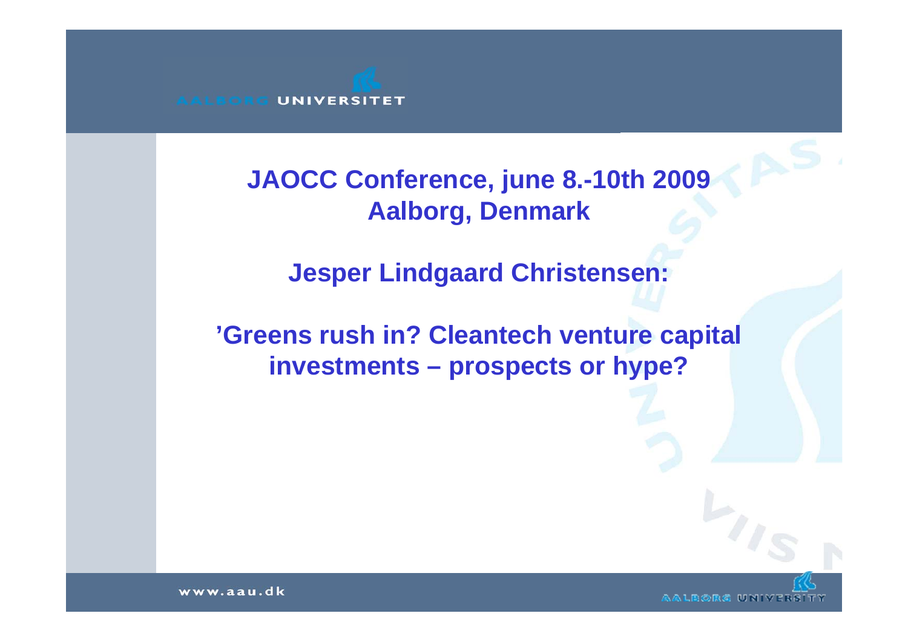# JAOCC Conference, june 8.-10th 2009 Aalborg, Denmark

## Jesper Lindgaard Christensen:

## 'Greens rush in? Cleantech venture capital investments – prospects or hype?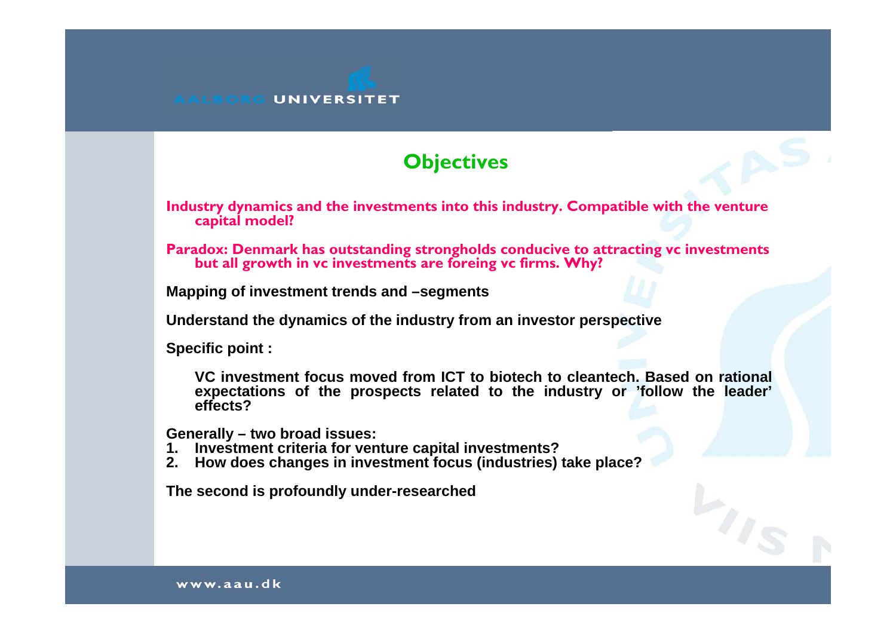## Objectives

**Industry dynamics and the investments into this industry. Compatible with the venture capital model?**

**Paradox: Denmark has outstanding strongholds conducive to attracting vc investments but all growth in vc investments are foreing vc firms. Why?**

**Mapping of investment trends and –segments**

**Understand the dynamics of the industry from an investor perspective**

**Specific point :**

**VC investment focus moved from ICT to biotech to cleantech. Based on rational expectations of the prospects related to the industry or 'follow the leader' effects?**

**Generally – two broad issues:**

1. **Investment criteria for venture capital investments?**
2. **How does changes in investment focus (industries) take place?**

**The second is profoundly under-researched**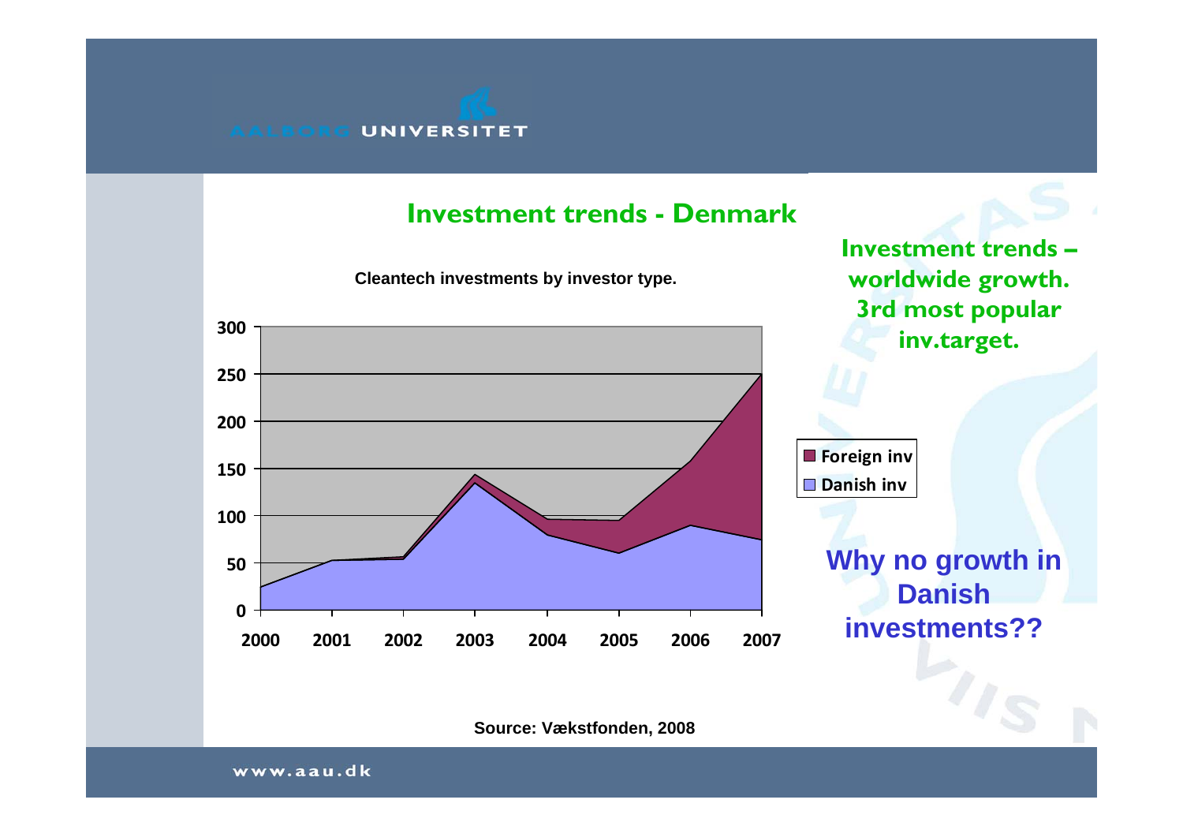## Investment trends - Denmark

**Cleantech investments by investor type.**

| | 2000 | 2001 | 2002 | 2003 | 2004 | 2005 | 2006 | 2007 |
|---|---|---|---|---|---|---|---|---|
| Foreign inv | | | | | | | | |
| Danish inv | | | | | | | | |

**Investment trends – worldwide growth. 3rd most popular inv.target.**

**Why no growth in Danish investments??**

**Source: Vækstfonden, 2008**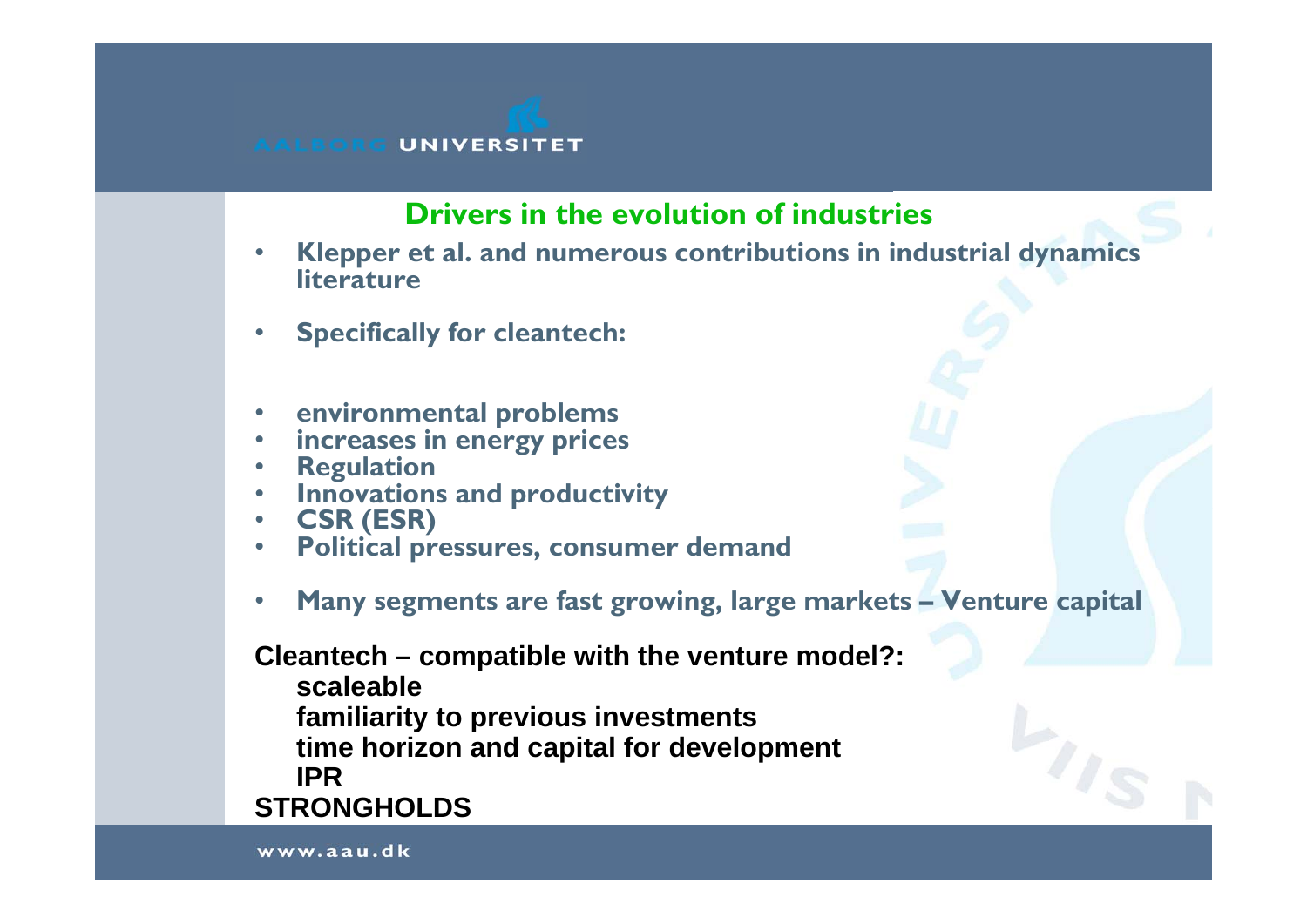## Drivers in the evolution of industries

- **Klepper et al. and numerous contributions in industrial dynamics literature**

- **Specifically for cleantech:**

- **environmental problems**
- **increases in energy prices**
- **Regulation**
- **Innovations and productivity**
- **CSR (ESR)**
- **Political pressures, consumer demand**

- **Many segments are fast growing, large markets – Venture capital**

**Cleantech – compatible with the venture model?:**

**scaleable**
**familiarity to previous investments**
**time horizon and capital for development**
**IPR**

**STRONGHOLDS**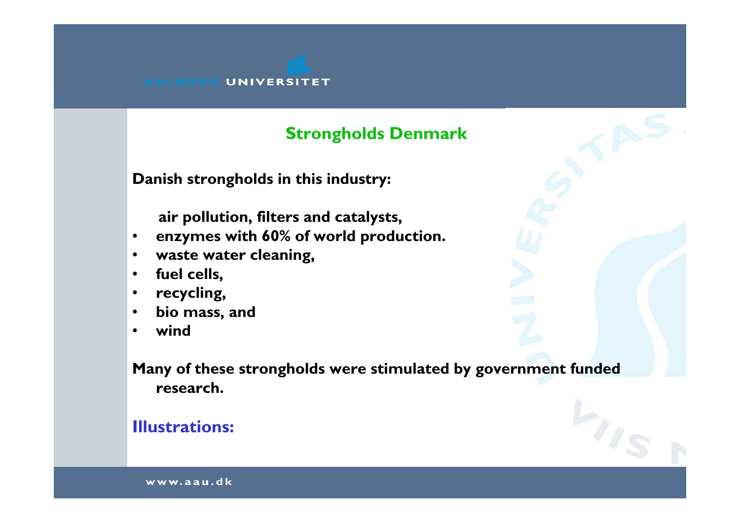## Strongholds Denmark

**Danish strongholds in this industry:**

**air pollution, filters and catalysts,**

- **enzymes with 60% of world production.**
- **waste water cleaning,**
- **fuel cells,**
- **recycling,**
- **bio mass, and**
- **wind**

**Many of these strongholds were stimulated by government funded research.**

**Illustrations:**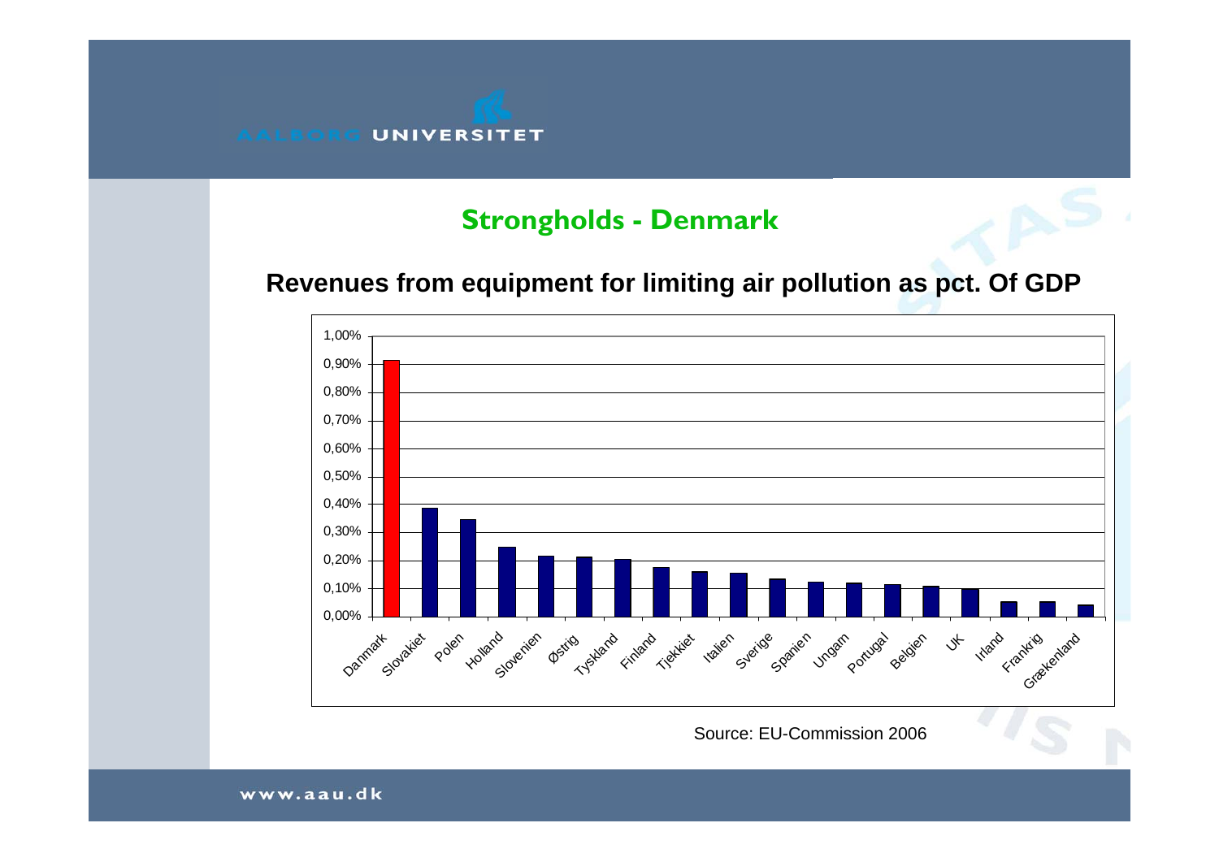## Strongholds - Denmark

**Revenues from equipment for limiting air pollution as pct. Of GDP**

| Country | Value (approx.) |
| --- | --- |
| Danmark | 0,91% |
| Slovakiet | 0,39% |
| Polen | 0,35% |
| Holland | 0,25% |
| Slovenien | 0,22% |
| Østrig | 0,21% |
| Tyskland | 0,20% |
| Finland | 0,18% |
| Tjekkiet | 0,16% |
| Italien | 0,15% |
| Sverige | 0,13% |
| Spanien | 0,12% |
| Ungarn | 0,12% |
| Portugal | 0,11% |
| Belgien | 0,11% |
| UK | 0,10% |
| Irland | 0,05% |
| Frankrig | 0,05% |
| Grækenland | 0,04% |

Source: EU-Commission 2006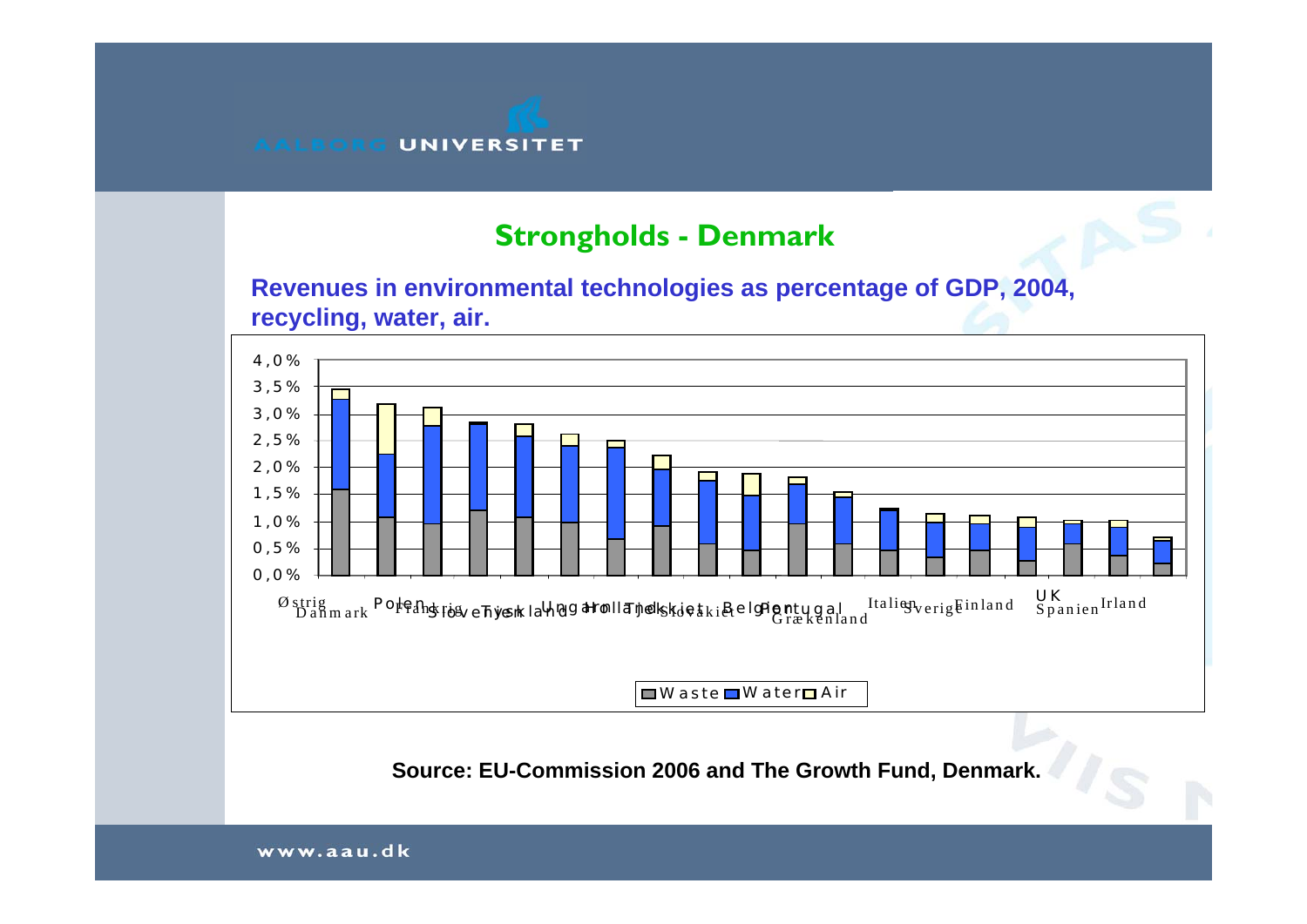## Strongholds - Denmark

**Revenues in environmental technologies as percentage of GDP, 2004, recycling, water, air.**

4,0 %
3,5 %
3,0 %
2,5 %
2,0 %
1,5 %
1,0 %
0,5 %
0,0 %

Østrig, Danmark, Polen, Frankrig, Slovenien, Tyskland, Ungarn, Holland, Tjekkiet, Slovakiet, Belgien, Portugal, Grækenland, Italien, Sverige, Finland, UK, Spanien, Irland

Waste, Water, Air

**Source: EU-Commission 2006 and The Growth Fund, Denmark.**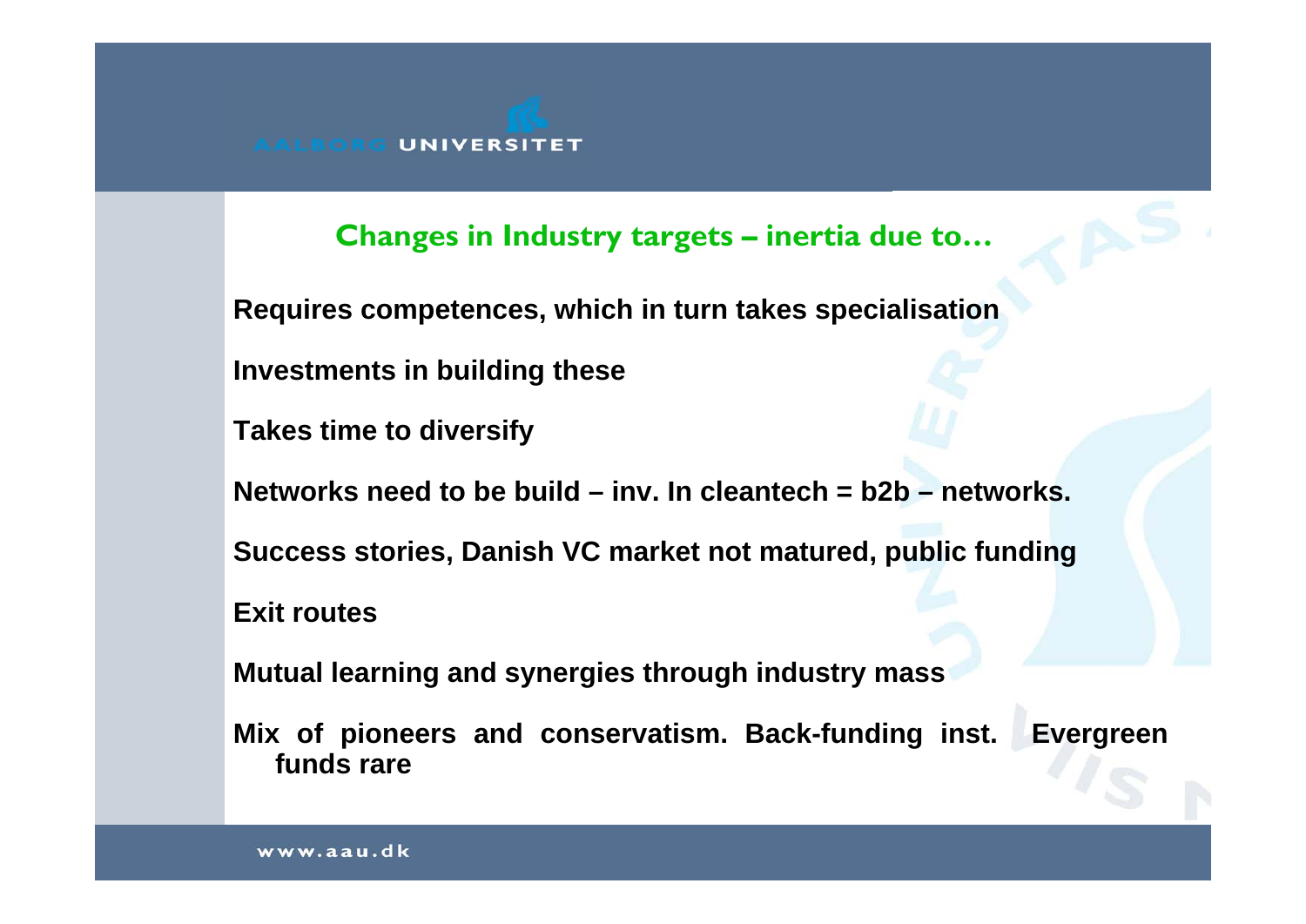## Changes in Industry targets – inertia due to…

**Requires competences, which in turn takes specialisation**

**Investments in building these**

**Takes time to diversify**

**Networks need to be build – inv. In cleantech = b2b – networks.**

**Success stories, Danish VC market not matured, public funding**

**Exit routes**

**Mutual learning and synergies through industry mass**

**Mix of pioneers and conservatism. Back-funding inst. Evergreen funds rare**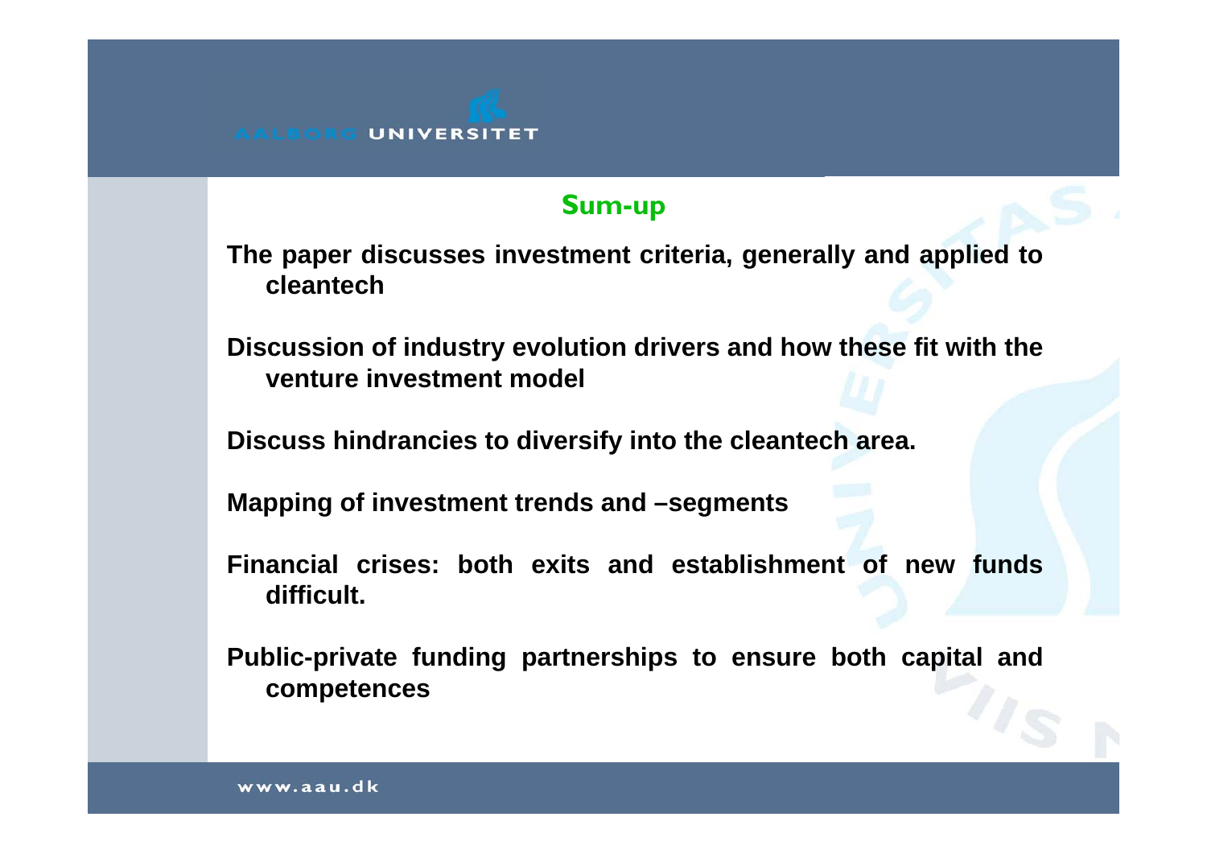## Sum-up

The paper discusses investment criteria, generally and applied to cleantech

Discussion of industry evolution drivers and how these fit with the venture investment model

Discuss hindrancies to diversify into the cleantech area.

Mapping of investment trends and –segments

Financial crises: both exits and establishment of new funds difficult.

Public-private funding partnerships to ensure both capital and competences